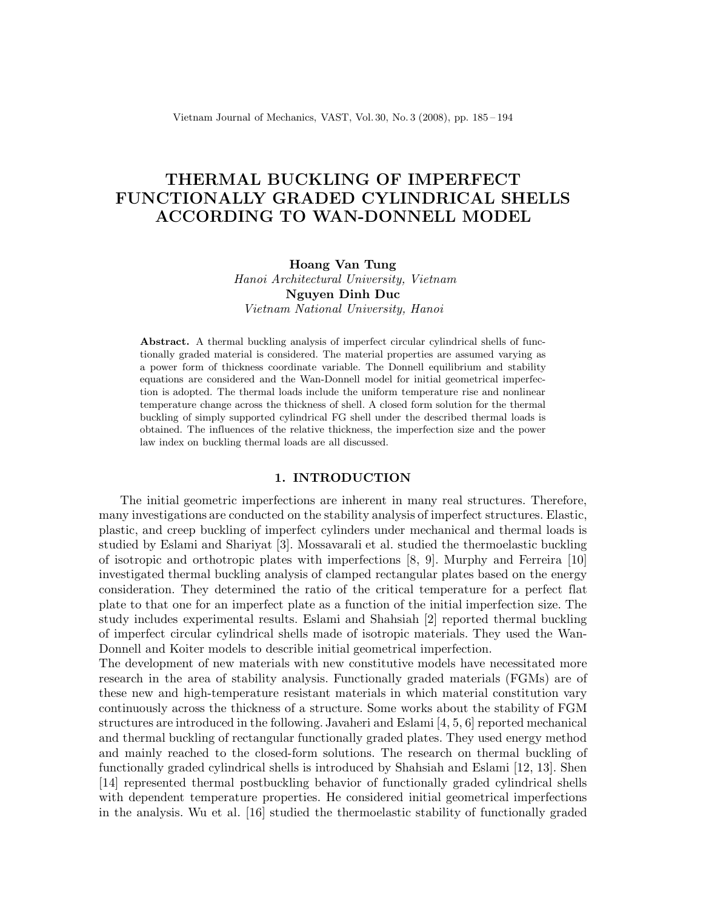# THERMAL BUCKLING OF IMPERFECT FUNCTIONALLY GRADED CYLINDRICAL SHELLS ACCORDING TO WAN-DONNELL MODEL

**Hoang Van Tung**
*Hanoi Architectural University, Vietnam*
**Nguyen Dinh Duc**
*Vietnam National University, Hanoi*

**Abstract.** A thermal buckling analysis of imperfect circular cylindrical shells of functionally graded material is considered. The material properties are assumed varying as a power form of thickness coordinate variable. The Donnell equilibrium and stability equations are considered and the Wan-Donnell model for initial geometrical imperfection is adopted. The thermal loads include the uniform temperature rise and nonlinear temperature change across the thickness of shell. A closed form solution for the thermal buckling of simply supported cylindrical FG shell under the described thermal loads is obtained. The influences of the relative thickness, the imperfection size and the power law index on buckling thermal loads are all discussed.

## 1. INTRODUCTION

The initial geometric imperfections are inherent in many real structures. Therefore, many investigations are conducted on the stability analysis of imperfect structures. Elastic, plastic, and creep buckling of imperfect cylinders under mechanical and thermal loads is studied by Eslami and Shariyat [3]. Mossavarali et al. studied the thermoelastic buckling of isotropic and orthotropic plates with imperfections [8, 9]. Murphy and Ferreira [10] investigated thermal buckling analysis of clamped rectangular plates based on the energy consideration. They determined the ratio of the critical temperature for a perfect flat plate to that one for an imperfect plate as a function of the initial imperfection size. The study includes experimental results. Eslami and Shahsiah [2] reported thermal buckling of imperfect circular cylindrical shells made of isotropic materials. They used the Wan-Donnell and Koiter models to describe initial geometrical imperfection.

The development of new materials with new constitutive models have necessitated more research in the area of stability analysis. Functionally graded materials (FGMs) are of these new and high-temperature resistant materials in which material constitution vary continuously across the thickness of a structure. Some works about the stability of FGM structures are introduced in the following. Javaheri and Eslami [4, 5, 6] reported mechanical and thermal buckling of rectangular functionally graded plates. They used energy method and mainly reached to the closed-form solutions. The research on thermal buckling of functionally graded cylindrical shells is introduced by Shahsiah and Eslami [12, 13]. Shen [14] represented thermal postbuckling behavior of functionally graded cylindrical shells with dependent temperature properties. He considered initial geometrical imperfections in the analysis. Wu et al. [16] studied the thermoelastic stability of functionally graded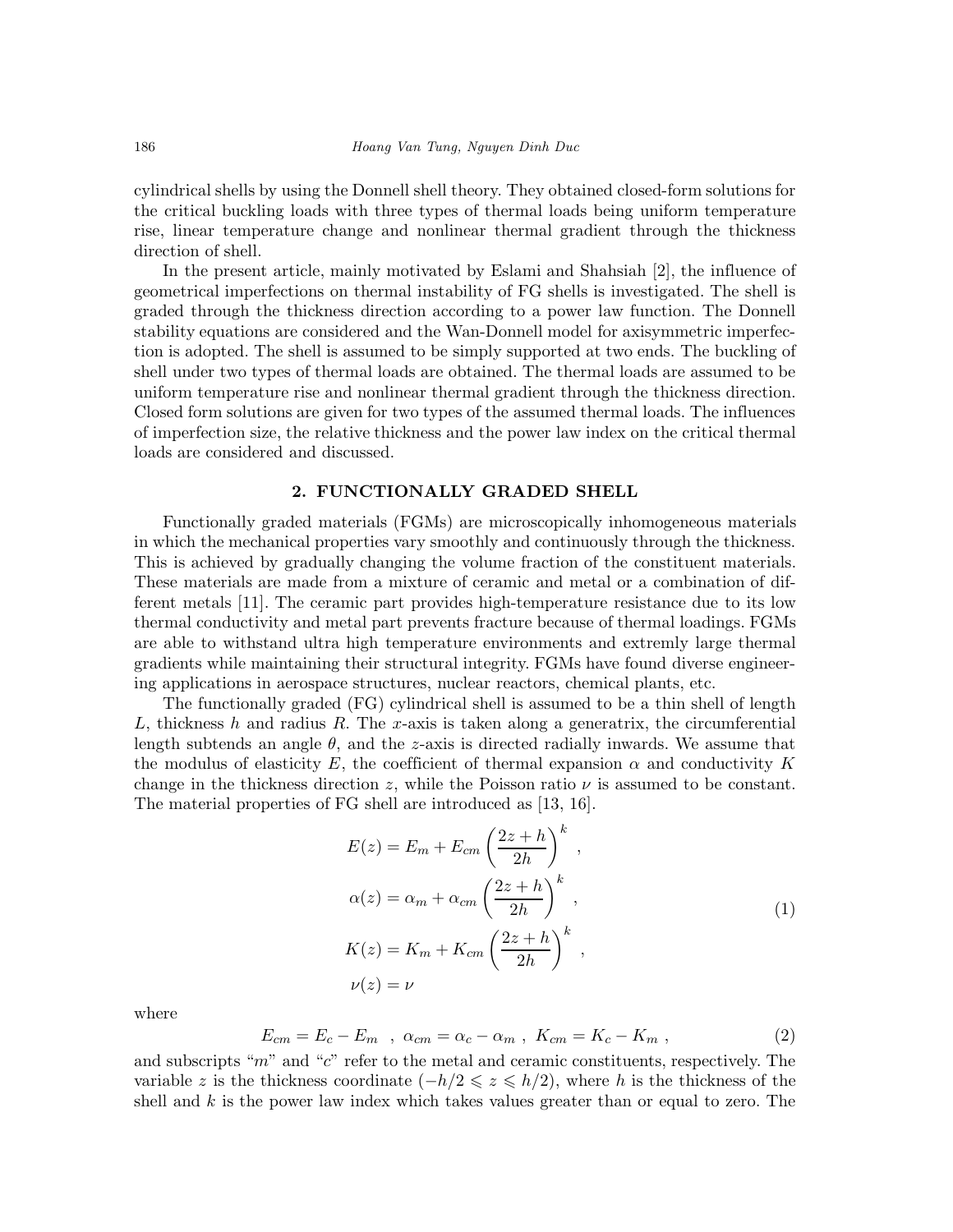cylindrical shells by using the Donnell shell theory. They obtained closed-form solutions for the critical buckling loads with three types of thermal loads being uniform temperature rise, linear temperature change and nonlinear thermal gradient through the thickness direction of shell.

In the present article, mainly motivated by Eslami and Shahsiah [2], the influence of geometrical imperfections on thermal instability of FG shells is investigated. The shell is graded through the thickness direction according to a power law function. The Donnell stability equations are considered and the Wan-Donnell model for axisymmetric imperfection is adopted. The shell is assumed to be simply supported at two ends. The buckling of shell under two types of thermal loads are obtained. The thermal loads are assumed to be uniform temperature rise and nonlinear thermal gradient through the thickness direction. Closed form solutions are given for two types of the assumed thermal loads. The influences of imperfection size, the relative thickness and the power law index on the critical thermal loads are considered and discussed.

## 2. FUNCTIONALLY GRADED SHELL

Functionally graded materials (FGMs) are microscopically inhomogeneous materials in which the mechanical properties vary smoothly and continuously through the thickness. This is achieved by gradually changing the volume fraction of the constituent materials. These materials are made from a mixture of ceramic and metal or a combination of different metals [11]. The ceramic part provides high-temperature resistance due to its low thermal conductivity and metal part prevents fracture because of thermal loadings. FGMs are able to withstand ultra high temperature environments and extremly large thermal gradients while maintaining their structural integrity. FGMs have found diverse engineering applications in aerospace structures, nuclear reactors, chemical plants, etc.

The functionally graded (FG) cylindrical shell is assumed to be a thin shell of length $L$, thickness $h$ and radius $R$. The $x$-axis is taken along a generatrix, the circumferential length subtends an angle $\theta$, and the $z$-axis is directed radially inwards. We assume that the modulus of elasticity $E$, the coefficient of thermal expansion $\alpha$ and conductivity $K$ change in the thickness direction $z$, while the Poisson ratio $\nu$ is assumed to be constant. The material properties of FG shell are introduced as [13, 16].

$$
\begin{aligned}
E(z) &= E_m + E_{cm}\left(\frac{2z+h}{2h}\right)^k ,\\
\alpha(z) &= \alpha_m + \alpha_{cm}\left(\frac{2z+h}{2h}\right)^k ,\\
K(z) &= K_m + K_{cm}\left(\frac{2z+h}{2h}\right)^k ,\\
\nu(z) &= \nu
\end{aligned}
\tag{1}
$$

where

$$
E_{cm} = E_c - E_m \ , \ \alpha_{cm} = \alpha_c - \alpha_m \ , \ K_{cm} = K_c - K_m \ , \tag{2}
$$

and subscripts "$m$" and "$c$" refer to the metal and ceramic constituents, respectively. The variable $z$ is the thickness coordinate ($-h/2 \leqslant z \leqslant h/2$), where $h$ is the thickness of the shell and $k$ is the power law index which takes values greater than or equal to zero. The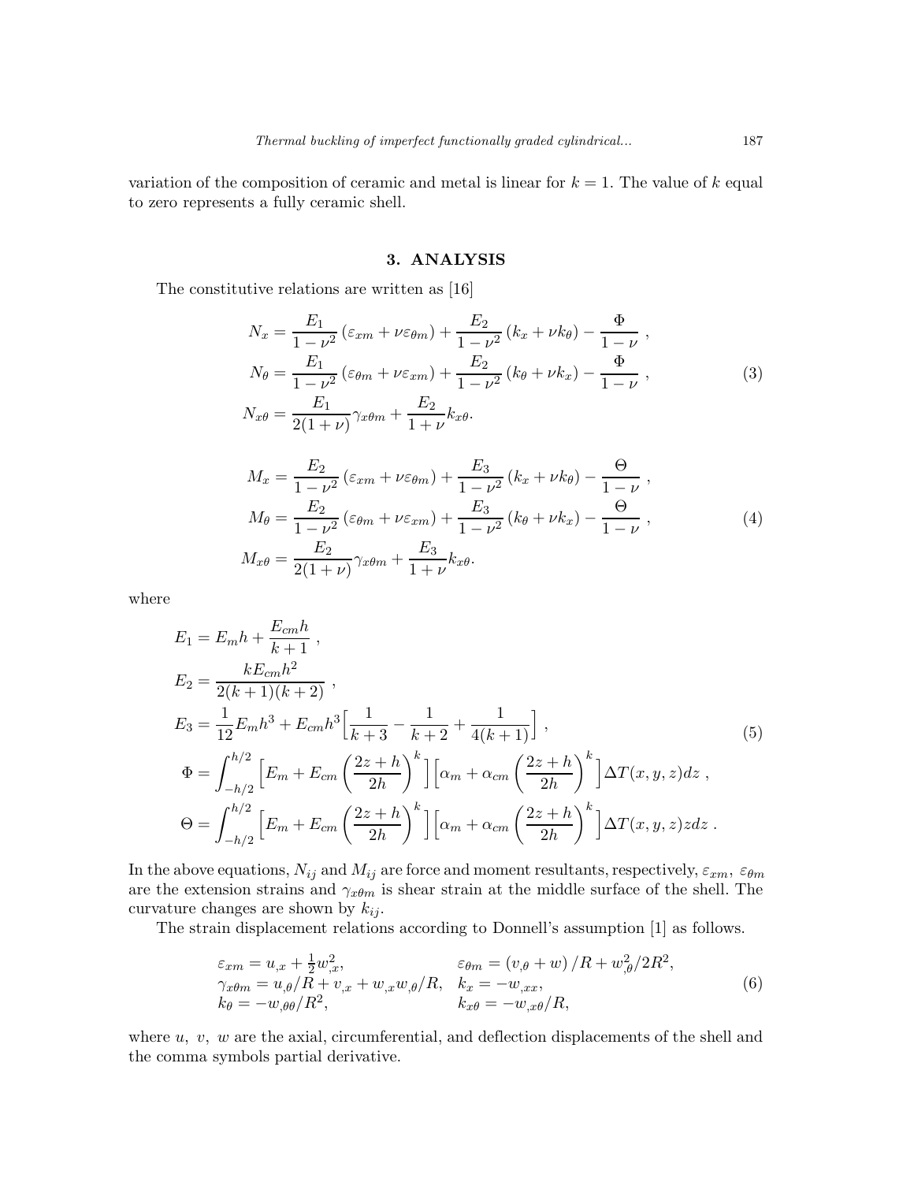variation of the composition of ceramic and metal is linear for $k = 1$. The value of $k$ equal to zero represents a fully ceramic shell.

## 3. ANALYSIS

The constitutive relations are written as [16]

$$
\begin{aligned}
N_x &= \frac{E_1}{1-\nu^2}\left(\varepsilon_{xm} + \nu\varepsilon_{\theta m}\right) + \frac{E_2}{1-\nu^2}\left(k_x + \nu k_\theta\right) - \frac{\Phi}{1-\nu}\ , \\
N_\theta &= \frac{E_1}{1-\nu^2}\left(\varepsilon_{\theta m} + \nu\varepsilon_{xm}\right) + \frac{E_2}{1-\nu^2}\left(k_\theta + \nu k_x\right) - \frac{\Phi}{1-\nu}\ , \\
N_{x\theta} &= \frac{E_1}{2(1+\nu)}\gamma_{x\theta m} + \frac{E_2}{1+\nu}k_{x\theta}.
\end{aligned} \tag{3}
$$

$$
\begin{aligned}
M_x &= \frac{E_2}{1-\nu^2}\left(\varepsilon_{xm} + \nu\varepsilon_{\theta m}\right) + \frac{E_3}{1-\nu^2}\left(k_x + \nu k_\theta\right) - \frac{\Theta}{1-\nu}\ , \\
M_\theta &= \frac{E_2}{1-\nu^2}\left(\varepsilon_{\theta m} + \nu\varepsilon_{xm}\right) + \frac{E_3}{1-\nu^2}\left(k_\theta + \nu k_x\right) - \frac{\Theta}{1-\nu}\ , \\
M_{x\theta} &= \frac{E_2}{2(1+\nu)}\gamma_{x\theta m} + \frac{E_3}{1+\nu}k_{x\theta}.
\end{aligned} \tag{4}
$$

where

$$
\begin{aligned}
E_1 &= E_m h + \frac{E_{cm} h}{k+1}\ , \\
E_2 &= \frac{k E_{cm} h^2}{2(k+1)(k+2)}\ , \\
E_3 &= \frac{1}{12}E_m h^3 + E_{cm} h^3\Big[\frac{1}{k+3} - \frac{1}{k+2} + \frac{1}{4(k+1)}\Big]\ , \\
\Phi &= \int_{-h/2}^{h/2}\Big[E_m + E_{cm}\left(\frac{2z+h}{2h}\right)^k\Big]\Big[\alpha_m + \alpha_{cm}\left(\frac{2z+h}{2h}\right)^k\Big]\Delta T(x,y,z)dz\ , \\
\Theta &= \int_{-h/2}^{h/2}\Big[E_m + E_{cm}\left(\frac{2z+h}{2h}\right)^k\Big]\Big[\alpha_m + \alpha_{cm}\left(\frac{2z+h}{2h}\right)^k\Big]\Delta T(x,y,z)z dz\ .
\end{aligned} \tag{5}
$$

In the above equations, $N_{ij}$ and $M_{ij}$ are force and moment resultants, respectively, $\varepsilon_{xm}$, $\varepsilon_{\theta m}$ are the extension strains and $\gamma_{x\theta m}$ is shear strain at the middle surface of the shell. The curvature changes are shown by $k_{ij}$.

The strain displacement relations according to Donnell's assumption [1] as follows.

$$
\begin{aligned}
&\varepsilon_{xm} = u_{,x} + \tfrac{1}{2}w_{,x}^2, && \varepsilon_{\theta m} = \left(v_{,\theta} + w\right)/R + w_{,\theta}^2/2R^2, \\
&\gamma_{x\theta m} = u_{,\theta}/R + v_{,x} + w_{,x}w_{,\theta}/R, && k_x = -w_{,xx}, \\
&k_\theta = -w_{,\theta\theta}/R^2, && k_{x\theta} = -w_{,x\theta}/R,
\end{aligned} \tag{6}
$$

where $u$, $v$, $w$ are the axial, circumferential, and deflection displacements of the shell and the comma symbols partial derivative.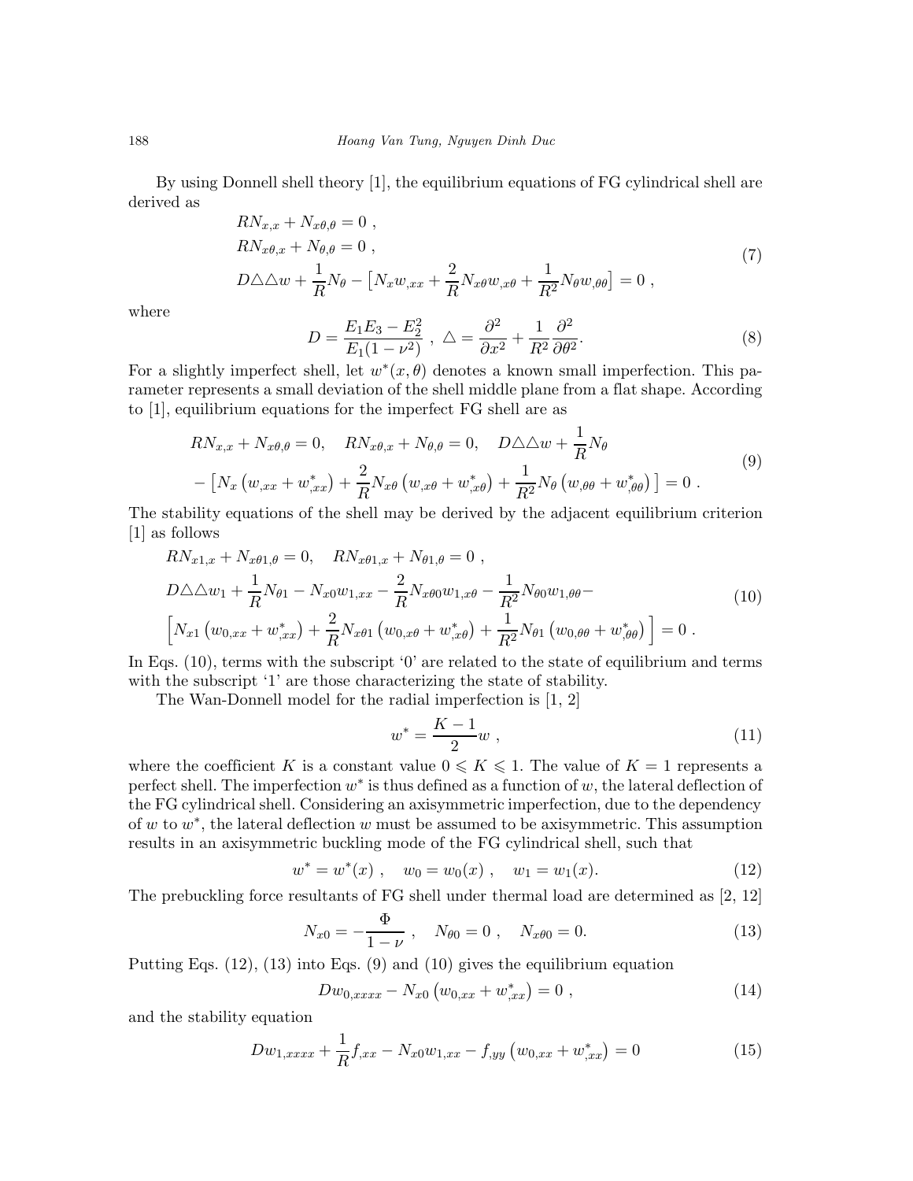By using Donnell shell theory [1], the equilibrium equations of FG cylindrical shell are derived as

$$
\begin{aligned}
&RN_{x,x} + N_{x\theta,\theta} = 0 \ , \\
&RN_{x\theta,x} + N_{\theta,\theta} = 0 \ , \\
&D\triangle\triangle w + \frac{1}{R}N_\theta - \left[N_x w_{,xx} + \frac{2}{R}N_{x\theta}w_{,x\theta} + \frac{1}{R^2}N_\theta w_{,\theta\theta}\right] = 0 \ ,
\end{aligned}
\tag{7}
$$

where

$$
D = \frac{E_1E_3 - E_2^2}{E_1(1-\nu^2)} \ , \ \triangle = \frac{\partial^2}{\partial x^2} + \frac{1}{R^2}\frac{\partial^2}{\partial\theta^2}. \tag{8}
$$

For a slightly imperfect shell, let $w^*(x,\theta)$ denotes a known small imperfection. This parameter represents a small deviation of the shell middle plane from a flat shape. According to [1], equilibrium equations for the imperfect FG shell are as

$$
\begin{aligned}
&RN_{x,x} + N_{x\theta,\theta} = 0, \quad RN_{x\theta,x} + N_{\theta,\theta} = 0, \quad D\triangle\triangle w + \frac{1}{R}N_\theta \\
&- \left[N_x\left(w_{,xx} + w^*_{,xx}\right) + \frac{2}{R}N_{x\theta}\left(w_{,x\theta} + w^*_{,x\theta}\right) + \frac{1}{R^2}N_\theta\left(w_{,\theta\theta} + w^*_{,\theta\theta}\right)\right] = 0 \ .
\end{aligned}
\tag{9}
$$

The stability equations of the shell may be derived by the adjacent equilibrium criterion [1] as follows

$$
\begin{aligned}
&RN_{x1,x} + N_{x\theta1,\theta} = 0, \quad RN_{x\theta1,x} + N_{\theta1,\theta} = 0 \ , \\
&D\triangle\triangle w_1 + \frac{1}{R}N_{\theta1} - N_{x0}w_{1,xx} - \frac{2}{R}N_{x\theta0}w_{1,x\theta} - \frac{1}{R^2}N_{\theta0}w_{1,\theta\theta} - \\
&\left[N_{x1}\left(w_{0,xx} + w^*_{,xx}\right) + \frac{2}{R}N_{x\theta1}\left(w_{0,x\theta} + w^*_{,x\theta}\right) + \frac{1}{R^2}N_{\theta1}\left(w_{0,\theta\theta} + w^*_{,\theta\theta}\right)\right] = 0 \ .
\end{aligned}
\tag{10}
$$

In Eqs. (10), terms with the subscript '0' are related to the state of equilibrium and terms with the subscript '1' are those characterizing the state of stability.

The Wan-Donnell model for the radial imperfection is [1, 2]

$$
w^* = \frac{K-1}{2}w \ , \tag{11}
$$

where the coefficient $K$ is a constant value $0 \leqslant K \leqslant 1$. The value of $K = 1$ represents a perfect shell. The imperfection $w^*$ is thus defined as a function of $w$, the lateral deflection of the FG cylindrical shell. Considering an axisymmetric imperfection, due to the dependency of $w$ to $w^*$, the lateral deflection $w$ must be assumed to be axisymmetric. This assumption results in an axisymmetric buckling mode of the FG cylindrical shell, such that

$$
w^* = w^*(x) \ , \quad w_0 = w_0(x) \ , \quad w_1 = w_1(x). \tag{12}
$$

The prebuckling force resultants of FG shell under thermal load are determined as [2, 12]

$$
N_{x0} = -\frac{\Phi}{1-\nu} \ , \quad N_{\theta0} = 0 \ , \quad N_{x\theta0} = 0. \tag{13}
$$

Putting Eqs. (12), (13) into Eqs. (9) and (10) gives the equilibrium equation

$$
Dw_{0,xxxx} - N_{x0}\left(w_{0,xx} + w^*_{,xx}\right) = 0 \ , \tag{14}
$$

and the stability equation

$$
Dw_{1,xxxx} + \frac{1}{R}f_{,xx} - N_{x0}w_{1,xx} - f_{,yy}\left(w_{0,xx} + w^*_{,xx}\right) = 0 \tag{15}
$$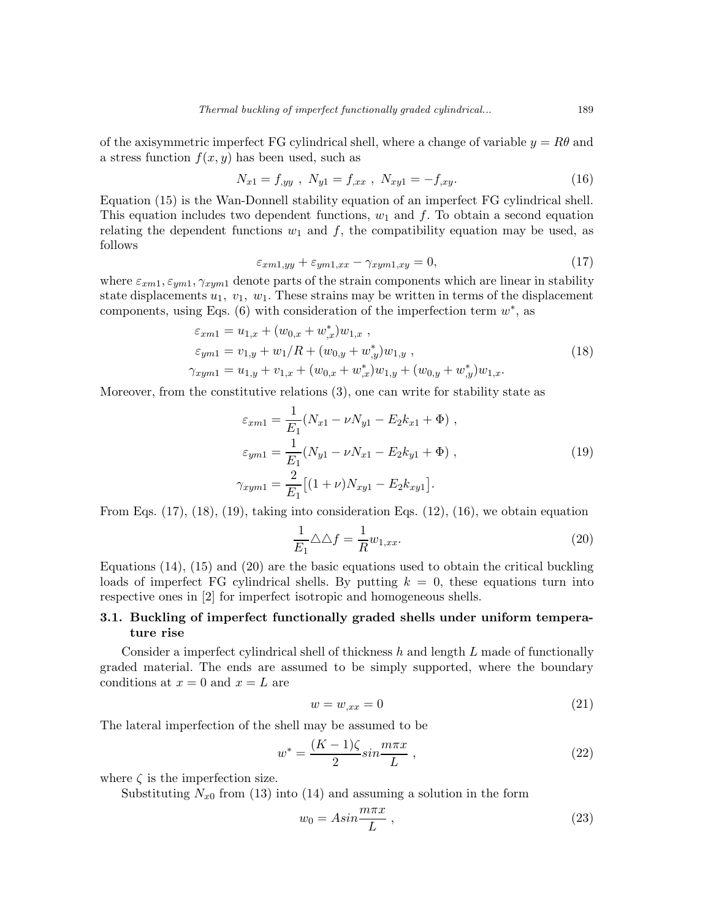of the axisymmetric imperfect FG cylindrical shell, where a change of variable $y = R\theta$ and a stress function $f(x, y)$ has been used, such as

$$N_{x1} = f_{,yy} \ , \ N_{y1} = f_{,xx} \ , \ N_{xy1} = -f_{,xy}. \tag{16}$$

Equation (15) is the Wan-Donnell stability equation of an imperfect FG cylindrical shell. This equation includes two dependent functions, $w_1$ and $f$. To obtain a second equation relating the dependent functions $w_1$ and $f$, the compatibility equation may be used, as follows

$$\varepsilon_{xm1,yy} + \varepsilon_{ym1,xx} - \gamma_{xym1,xy} = 0, \tag{17}$$

where $\varepsilon_{xm1}, \varepsilon_{ym1}, \gamma_{xym1}$ denote parts of the strain components which are linear in stability state displacements $u_1$, $v_1$, $w_1$. These strains may be written in terms of the displacement components, using Eqs. (6) with consideration of the imperfection term $w^*$, as

$$\begin{aligned}
\varepsilon_{xm1} &= u_{1,x} + (w_{0,x} + w^*_{,x})w_{1,x} \ , \\
\varepsilon_{ym1} &= v_{1,y} + w_1/R + (w_{0,y} + w^*_{,y})w_{1,y} \ , \\
\gamma_{xym1} &= u_{1,y} + v_{1,x} + (w_{0,x} + w^*_{,x})w_{1,y} + (w_{0,y} + w^*_{,y})w_{1,x}.
\end{aligned} \tag{18}$$

Moreover, from the constitutive relations (3), one can write for stability state as

$$\begin{aligned}
\varepsilon_{xm1} &= \frac{1}{E_1}(N_{x1} - \nu N_{y1} - E_2 k_{x1} + \Phi) \ , \\
\varepsilon_{ym1} &= \frac{1}{E_1}(N_{y1} - \nu N_{x1} - E_2 k_{y1} + \Phi) \ , \\
\gamma_{xym1} &= \frac{2}{E_1}\big[(1+\nu)N_{xy1} - E_2 k_{xy1}\big].
\end{aligned} \tag{19}$$

From Eqs. (17), (18), (19), taking into consideration Eqs. (12), (16), we obtain equation

$$\frac{1}{E_1}\triangle\triangle f = \frac{1}{R}w_{1,xx}. \tag{20}$$

Equations (14), (15) and (20) are the basic equations used to obtain the critical buckling loads of imperfect FG cylindrical shells. By putting $k = 0$, these equations turn into respective ones in [2] for imperfect isotropic and homogeneous shells.

### 3.1. Buckling of imperfect functionally graded shells under uniform temperature rise

Consider a imperfect cylindrical shell of thickness $h$ and length $L$ made of functionally graded material. The ends are assumed to be simply supported, where the boundary conditions at $x = 0$ and $x = L$ are

$$w = w_{,xx} = 0 \tag{21}$$

The lateral imperfection of the shell may be assumed to be

$$w^* = \frac{(K-1)\zeta}{2} sin\frac{m\pi x}{L} \ , \tag{22}$$

where $\zeta$ is the imperfection size.

Substituting $N_{x0}$ from (13) into (14) and assuming a solution in the form

$$w_0 = A sin\frac{m\pi x}{L} \ , \tag{23}$$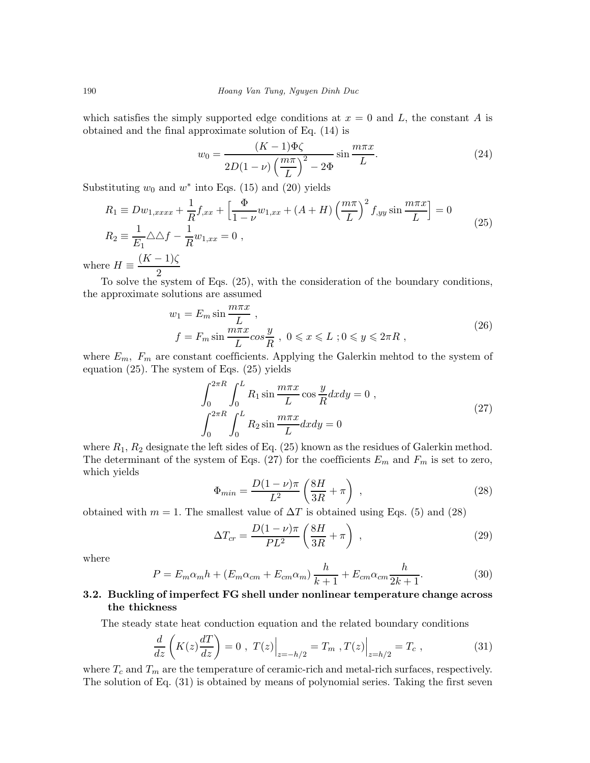which satisfies the simply supported edge conditions at $x = 0$ and $L$, the constant $A$ is obtained and the final approximate solution of Eq. (14) is

$$w_0 = \frac{(K-1)\Phi\zeta}{2D(1-\nu)\left(\dfrac{m\pi}{L}\right)^2 - 2\Phi} \sin\frac{m\pi x}{L}. \tag{24}$$

Substituting $w_0$ and $w^*$ into Eqs. (15) and (20) yields

$$\begin{aligned}
R_1 &\equiv D w_{1,xxxx} + \frac{1}{R} f_{,xx} + \Big[\frac{\Phi}{1-\nu} w_{1,xx} + (A+H)\left(\frac{m\pi}{L}\right)^2 f_{,yy} \sin\frac{m\pi x}{L}\Big] = 0 \\
R_2 &\equiv \frac{1}{E_1} \triangle\triangle f - \frac{1}{R} w_{1,xx} = 0\ ,
\end{aligned} \tag{25}$$

where $H \equiv \dfrac{(K-1)\zeta}{2}$

To solve the system of Eqs. (25), with the consideration of the boundary conditions, the approximate solutions are assumed

$$\begin{aligned}
w_1 &= E_m \sin\frac{m\pi x}{L}\ , \\
f &= F_m \sin\frac{m\pi x}{L} cos\frac{y}{R}\ ,\ 0 \leqslant x \leqslant L\ ; 0 \leqslant y \leqslant 2\pi R\ ,
\end{aligned} \tag{26}$$

where $E_m,\ F_m$ are constant coefficients. Applying the Galerkin mehtod to the system of equation (25). The system of Eqs. (25) yields

$$\begin{aligned}
&\int_0^{2\pi R}\int_0^L R_1 \sin\frac{m\pi x}{L}\cos\frac{y}{R} dxdy = 0\ , \\
&\int_0^{2\pi R}\int_0^L R_2 \sin\frac{m\pi x}{L} dxdy = 0
\end{aligned} \tag{27}$$

where $R_1$, $R_2$ designate the left sides of Eq. (25) known as the residues of Galerkin method. The determinant of the system of Eqs. (27) for the coefficients $E_m$ and $F_m$ is set to zero, which yields

$$\Phi_{min} = \frac{D(1-\nu)\pi}{L^2}\left(\frac{8H}{3R} + \pi\right)\ , \tag{28}$$

obtained with $m = 1$. The smallest value of $\Delta T$ is obtained using Eqs. (5) and (28)

$$\Delta T_{cr} = \frac{D(1-\nu)\pi}{PL^2}\left(\frac{8H}{3R} + \pi\right)\ , \tag{29}$$

where

$$P = E_m\alpha_m h + (E_m\alpha_{cm} + E_{cm}\alpha_m)\frac{h}{k+1} + E_{cm}\alpha_{cm}\frac{h}{2k+1}. \tag{30}$$

### 3.2. Buckling of imperfect FG shell under nonlinear temperature change across the thickness

The steady state heat conduction equation and the related boundary conditions

$$\frac{d}{dz}\left(K(z)\frac{dT}{dz}\right) = 0\ ,\ T(z)\Big|_{z=-h/2} = T_m\ , T(z)\Big|_{z=h/2} = T_c\ , \tag{31}$$

where $T_c$ and $T_m$ are the temperature of ceramic-rich and metal-rich surfaces, respectively. The solution of Eq. (31) is obtained by means of polynomial series. Taking the first seven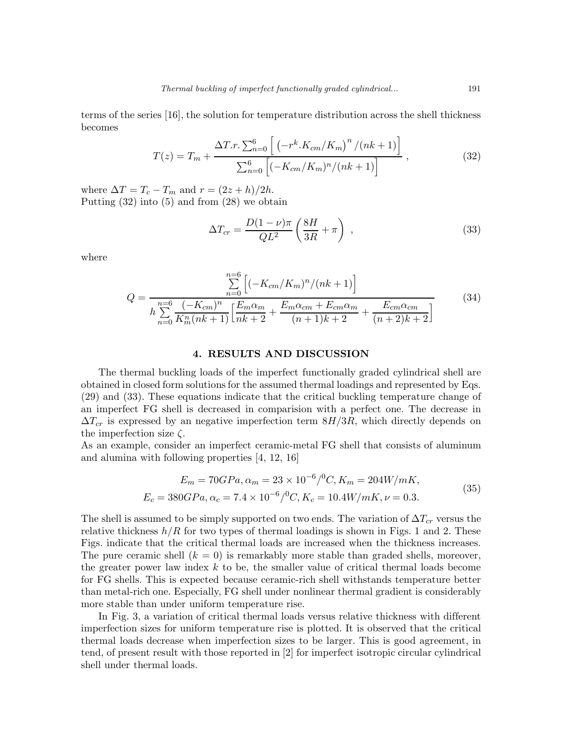terms of the series [16], the solution for temperature distribution across the shell thickness becomes

$$T(z) = T_m + \frac{\Delta T.r.\sum_{n=0}^{6}\left[\left(-r^k.K_{cm}/K_m\right)^n/(nk+1)\right]}{\sum_{n=0}^{6}\left[(-K_{cm}/K_m)^n/(nk+1)\right]}\ , \tag{32}$$

where $\Delta T = T_c - T_m$ and $r = (2z+h)/2h$.
Putting (32) into (5) and from (28) we obtain

$$\Delta T_{cr} = \frac{D(1-\nu)\pi}{QL^2}\left(\frac{8H}{3R}+\pi\right)\ , \tag{33}$$

where

$$Q = \frac{\sum\limits_{n=0}^{n=6}\left[(-K_{cm}/K_m)^n/(nk+1)\right]}{h\sum\limits_{n=0}^{n=6}\frac{(-K_{cm})^n}{K_m^n(nk+1)}\left[\frac{E_m\alpha_m}{nk+2}+\frac{E_m\alpha_{cm}+E_{cm}\alpha_m}{(n+1)k+2}+\frac{E_{cm}\alpha_{cm}}{(n+2)k+2}\right]} \tag{34}$$

## 4. RESULTS AND DISCUSSION

The thermal buckling loads of the imperfect functionally graded cylindrical shell are obtained in closed form solutions for the assumed thermal loadings and represented by Eqs. (29) and (33). These equations indicate that the critical buckling temperature change of an imperfect FG shell is decreased in comparision with a perfect one. The decrease in $\Delta T_{cr}$ is expressed by an negative imperfection term $8H/3R$, which directly depends on the imperfection size $\zeta$.
As an example, consider an imperfect ceramic-metal FG shell that consists of aluminum and alumina with following properties [4, 12, 16]

$$\begin{aligned} E_m = 70GPa, \alpha_m = 23\times10^{-6}/^0C, K_m = 204W/mK,\\ E_c = 380GPa, \alpha_c = 7.4\times10^{-6}/^0C, K_c = 10.4W/mK, \nu = 0.3. \end{aligned} \tag{35}$$

The shell is assumed to be simply supported on two ends. The variation of $\Delta T_{cr}$ versus the relative thickness $h/R$ for two types of thermal loadings is shown in Figs. 1 and 2. These Figs. indicate that the critical thermal loads are increased when the thickness increases. The pure ceramic shell ($k = 0$) is remarkably more stable than graded shells, moreover, the greater power law index $k$ to be, the smaller value of critical thermal loads become for FG shells. This is expected because ceramic-rich shell withstands temperature better than metal-rich one. Especially, FG shell under nonlinear thermal gradient is considerably more stable than under uniform temperature rise.

In Fig. 3, a variation of critical thermal loads versus relative thickness with different imperfection sizes for uniform temperature rise is plotted. It is observed that the critical thermal loads decrease when imperfection sizes to be larger. This is good agreement, in tend, of present result with those reported in [2] for imperfect isotropic circular cylindrical shell under thermal loads.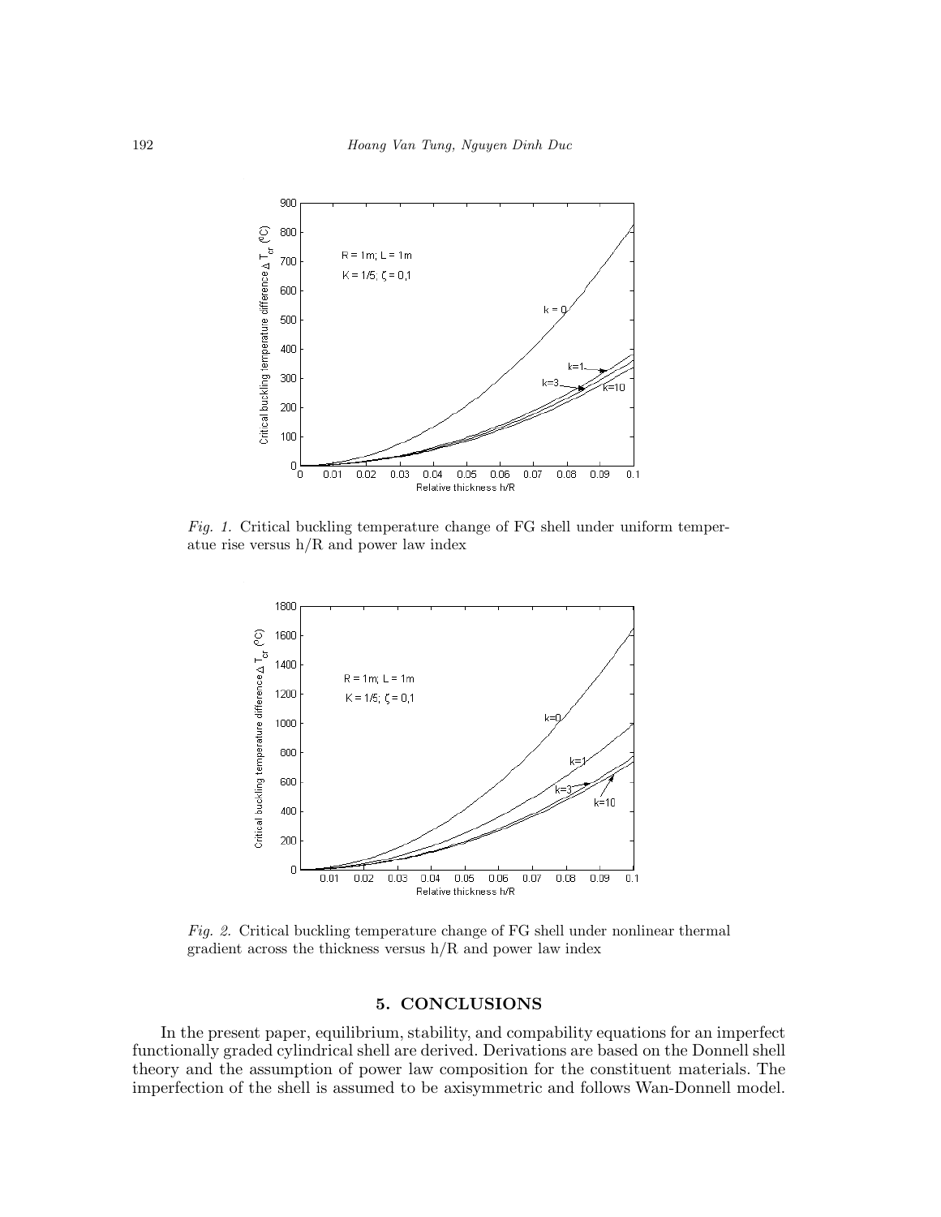*Fig. 1.* Critical buckling temperature change of FG shell under uniform temperatue rise versus h/R and power law index

*Fig. 2.* Critical buckling temperature change of FG shell under nonlinear thermal gradient across the thickness versus h/R and power law index

## 5. CONCLUSIONS

In the present paper, equilibrium, stability, and compability equations for an imperfect functionally graded cylindrical shell are derived. Derivations are based on the Donnell shell theory and the assumption of power law composition for the constituent materials. The imperfection of the shell is assumed to be axisymmetric and follows Wan-Donnell model.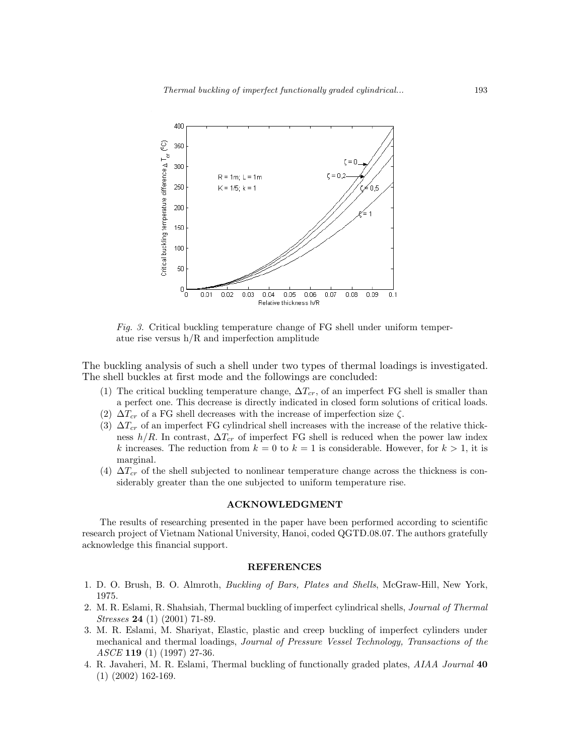*Fig. 3.* Critical buckling temperature change of FG shell under uniform temperatue rise versus h/R and imperfection amplitude

The buckling analysis of such a shell under two types of thermal loadings is investigated. The shell buckles at first mode and the followings are concluded:

(1) The critical buckling temperature change, $\Delta T_{cr}$, of an imperfect FG shell is smaller than a perfect one. This decrease is directly indicated in closed form solutions of critical loads.

(2) $\Delta T_{cr}$ of a FG shell decreases with the increase of imperfection size $\zeta$.

(3) $\Delta T_{cr}$ of an imperfect FG cylindrical shell increases with the increase of the relative thickness $h/R$. In contrast, $\Delta T_{cr}$ of imperfect FG shell is reduced when the power law index $k$ increases. The reduction from $k = 0$ to $k = 1$ is considerable. However, for $k > 1$, it is marginal.

(4) $\Delta T_{cr}$ of the shell subjected to nonlinear temperature change across the thickness is considerably greater than the one subjected to uniform temperature rise.

## ACKNOWLEDGMENT

The results of researching presented in the paper have been performed according to scientific research project of Vietnam National University, Hanoi, coded QGTĐ.08.07. The authors gratefully acknowledge this financial support.

## REFERENCES

1. D. O. Brush, B. O. Almroth, *Buckling of Bars, Plates and Shells*, McGraw-Hill, New York, 1975.
2. M. R. Eslami, R. Shahsiah, Thermal buckling of imperfect cylindrical shells, *Journal of Thermal Stresses* **24** (1) (2001) 71-89.
3. M. R. Eslami, M. Shariyat, Elastic, plastic and creep buckling of imperfect cylinders under mechanical and thermal loadings, *Journal of Pressure Vessel Technology, Transactions of the ASCE* **119** (1) (1997) 27-36.
4. R. Javaheri, M. R. Eslami, Thermal buckling of functionally graded plates, *AIAA Journal* **40** (1) (2002) 162-169.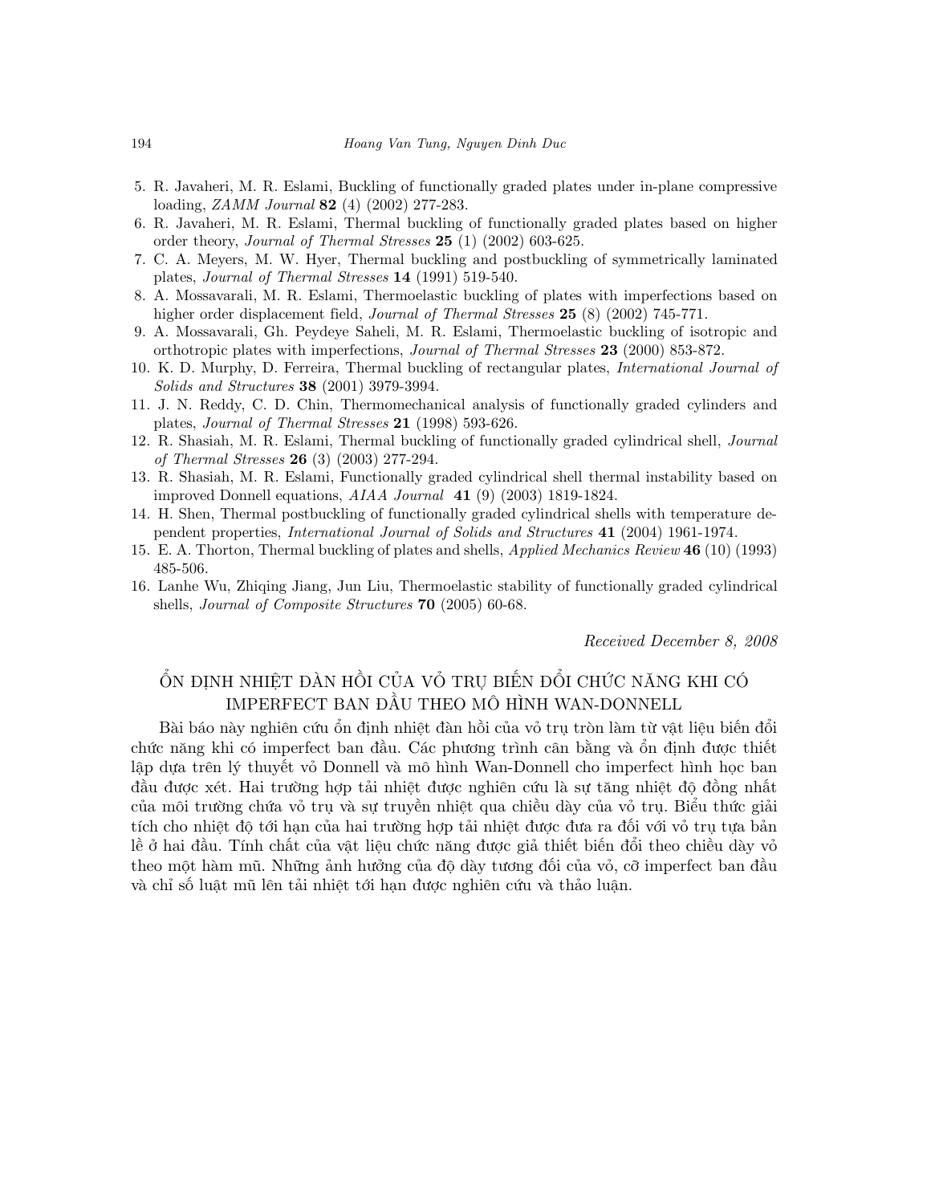5. R. Javaheri, M. R. Eslami, Buckling of functionally graded plates under in-plane compressive loading, *ZAMM Journal* **82** (4) (2002) 277-283.
6. R. Javaheri, M. R. Eslami, Thermal buckling of functionally graded plates based on higher order theory, *Journal of Thermal Stresses* **25** (1) (2002) 603-625.
7. C. A. Meyers, M. W. Hyer, Thermal buckling and postbuckling of symmetrically laminated plates, *Journal of Thermal Stresses* **14** (1991) 519-540.
8. A. Mossavarali, M. R. Eslami, Thermoelastic buckling of plates with imperfections based on higher order displacement field, *Journal of Thermal Stresses* **25** (8) (2002) 745-771.
9. A. Mossavarali, Gh. Peydeye Saheli, M. R. Eslami, Thermoelastic buckling of isotropic and orthotropic plates with imperfections, *Journal of Thermal Stresses* **23** (2000) 853-872.
10. K. D. Murphy, D. Ferreira, Thermal buckling of rectangular plates, *International Journal of Solids and Structures* **38** (2001) 3979-3994.
11. J. N. Reddy, C. D. Chin, Thermomechanical analysis of functionally graded cylinders and plates, *Journal of Thermal Stresses* **21** (1998) 593-626.
12. R. Shasiah, M. R. Eslami, Thermal buckling of functionally graded cylindrical shell, *Journal of Thermal Stresses* **26** (3) (2003) 277-294.
13. R. Shasiah, M. R. Eslami, Functionally graded cylindrical shell thermal instability based on improved Donnell equations, *AIAA Journal* **41** (9) (2003) 1819-1824.
14. H. Shen, Thermal postbuckling of functionally graded cylindrical shells with temperature dependent properties, *International Journal of Solids and Structures* **41** (2004) 1961-1974.
15. E. A. Thorton, Thermal buckling of plates and shells, *Applied Mechanics Review* **46** (10) (1993) 485-506.
16. Lanhe Wu, Zhiqing Jiang, Jun Liu, Thermoelastic stability of functionally graded cylindrical shells, *Journal of Composite Structures* **70** (2005) 60-68.

*Received December 8, 2008*

## ỔN ĐỊNH NHIỆT ĐÀN HỒI CỦA VỎ TRỤ BIẾN ĐỔI CHỨC NĂNG KHI CÓ IMPERFECT BAN ĐẦU THEO MÔ HÌNH WAN-DONNELL

Bài báo này nghiên cứu ổn định nhiệt đàn hồi của vỏ trụ tròn làm từ vật liệu biến đổi chức năng khi có imperfect ban đầu. Các phương trình cân bằng và ổn định được thiết lập dựa trên lý thuyết vỏ Donnell và mô hình Wan-Donnell cho imperfect hình học ban đầu được xét. Hai trường hợp tải nhiệt được nghiên cứu là sự tăng nhiệt độ đồng nhất của môi trường chứa vỏ trụ và sự truyền nhiệt qua chiều dày của vỏ trụ. Biểu thức giải tích cho nhiệt độ tới hạn của hai trường hợp tải nhiệt được đưa ra đối với vỏ trụ tựa bản lề ở hai đầu. Tính chất của vật liệu chức năng được giả thiết biến đổi theo chiều dày vỏ theo một hàm mũ. Những ảnh hưởng của độ dày tương đối của vỏ, cỡ imperfect ban đầu và chỉ số luật mũ lên tải nhiệt tới hạn được nghiên cứu và thảo luận.